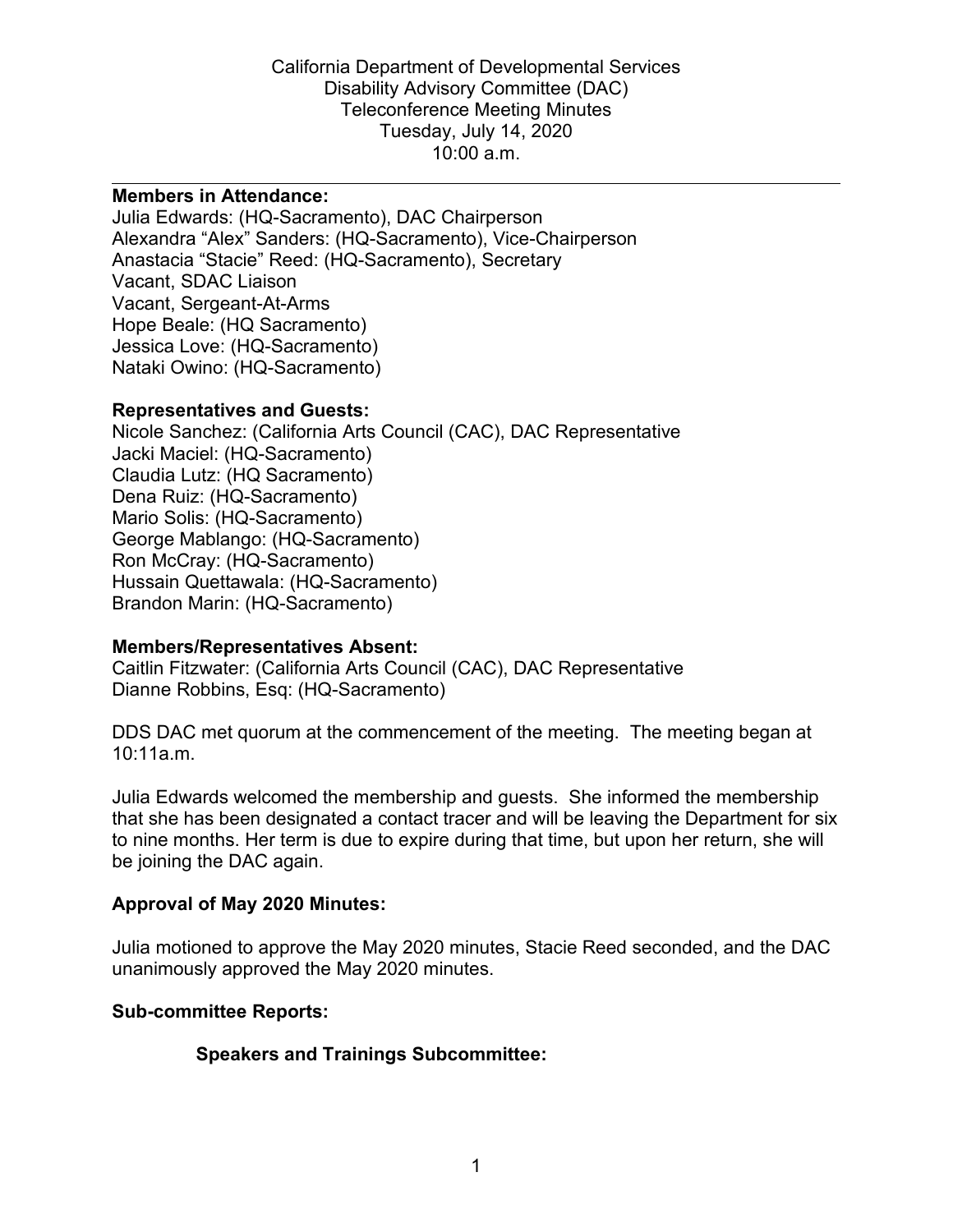California Department of Developmental Services
Disability Advisory Committee (DAC)
Teleconference Meeting Minutes
Tuesday, July 14, 2020
10:00 a.m.

---

**Members in Attendance:**

Julia Edwards: (HQ-Sacramento), DAC Chairperson
Alexandra "Alex" Sanders: (HQ-Sacramento), Vice-Chairperson
Anastacia "Stacie" Reed: (HQ-Sacramento), Secretary
Vacant, SDAC Liaison
Vacant, Sergeant-At-Arms
Hope Beale: (HQ Sacramento)
Jessica Love: (HQ-Sacramento)
Nataki Owino: (HQ-Sacramento)

**Representatives and Guests:**

Nicole Sanchez: (California Arts Council (CAC), DAC Representative
Jacki Maciel: (HQ-Sacramento)
Claudia Lutz: (HQ Sacramento)
Dena Ruiz: (HQ-Sacramento)
Mario Solis: (HQ-Sacramento)
George Mablango: (HQ-Sacramento)
Ron McCray: (HQ-Sacramento)
Hussain Quettawala: (HQ-Sacramento)
Brandon Marin: (HQ-Sacramento)

**Members/Representatives Absent:**

Caitlin Fitzwater: (California Arts Council (CAC), DAC Representative
Dianne Robbins, Esq: (HQ-Sacramento)

DDS DAC met quorum at the commencement of the meeting. The meeting began at 10:11a.m.

Julia Edwards welcomed the membership and guests. She informed the membership that she has been designated a contact tracer and will be leaving the Department for six to nine months. Her term is due to expire during that time, but upon her return, she will be joining the DAC again.

**Approval of May 2020 Minutes:**

Julia motioned to approve the May 2020 minutes, Stacie Reed seconded, and the DAC unanimously approved the May 2020 minutes.

**Sub-committee Reports:**

**Speakers and Trainings Subcommittee:**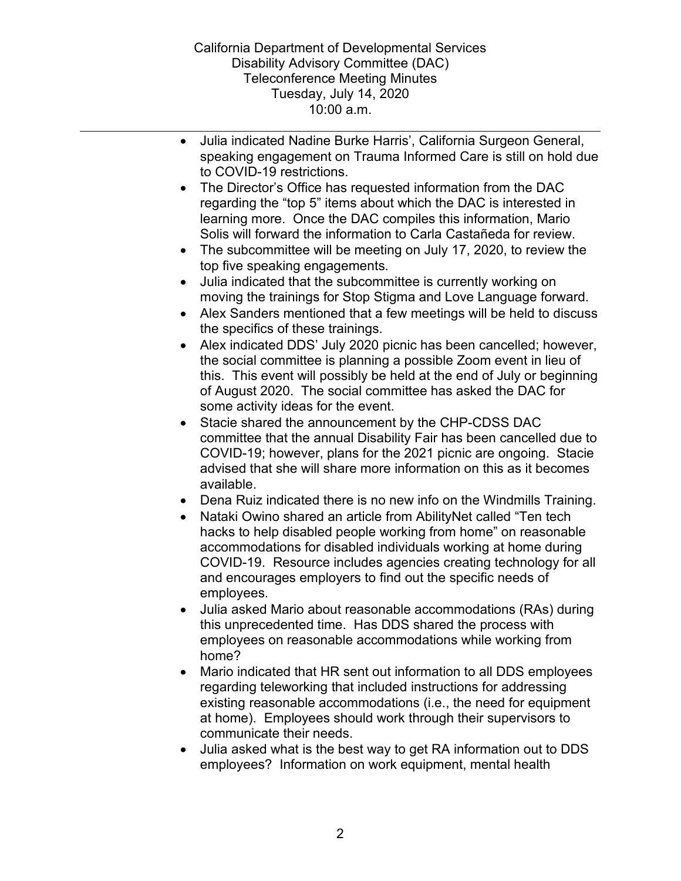- Julia indicated Nadine Burke Harris', California Surgeon General, speaking engagement on Trauma Informed Care is still on hold due to COVID-19 restrictions.
- The Director's Office has requested information from the DAC regarding the "top 5" items about which the DAC is interested in learning more. Once the DAC compiles this information, Mario Solis will forward the information to Carla Castañeda for review.
- The subcommittee will be meeting on July 17, 2020, to review the top five speaking engagements.
- Julia indicated that the subcommittee is currently working on moving the trainings for Stop Stigma and Love Language forward.
- Alex Sanders mentioned that a few meetings will be held to discuss the specifics of these trainings.
- Alex indicated DDS' July 2020 picnic has been cancelled; however, the social committee is planning a possible Zoom event in lieu of this. This event will possibly be held at the end of July or beginning of August 2020. The social committee has asked the DAC for some activity ideas for the event.
- Stacie shared the announcement by the CHP-CDSS DAC committee that the annual Disability Fair has been cancelled due to COVID-19; however, plans for the 2021 picnic are ongoing. Stacie advised that she will share more information on this as it becomes available.
- Dena Ruiz indicated there is no new info on the Windmills Training.
- Nataki Owino shared an article from AbilityNet called "Ten tech hacks to help disabled people working from home" on reasonable accommodations for disabled individuals working at home during COVID-19. Resource includes agencies creating technology for all and encourages employers to find out the specific needs of employees.
- Julia asked Mario about reasonable accommodations (RAs) during this unprecedented time. Has DDS shared the process with employees on reasonable accommodations while working from home?
- Mario indicated that HR sent out information to all DDS employees regarding teleworking that included instructions for addressing existing reasonable accommodations (i.e., the need for equipment at home). Employees should work through their supervisors to communicate their needs.
- Julia asked what is the best way to get RA information out to DDS employees? Information on work equipment, mental health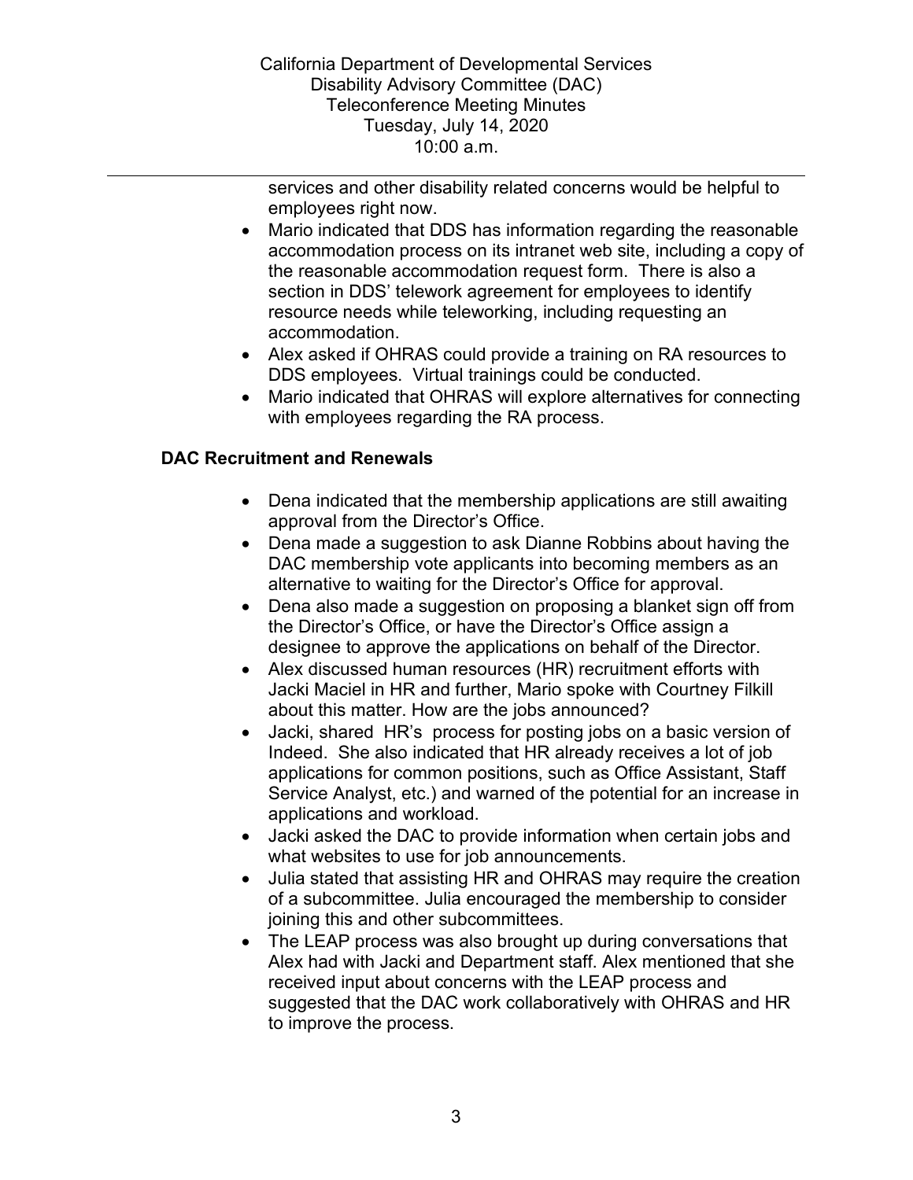services and other disability related concerns would be helpful to employees right now.

- Mario indicated that DDS has information regarding the reasonable accommodation process on its intranet web site, including a copy of the reasonable accommodation request form. There is also a section in DDS' telework agreement for employees to identify resource needs while teleworking, including requesting an accommodation.
- Alex asked if OHRAS could provide a training on RA resources to DDS employees. Virtual trainings could be conducted.
- Mario indicated that OHRAS will explore alternatives for connecting with employees regarding the RA process.

**DAC Recruitment and Renewals**

- Dena indicated that the membership applications are still awaiting approval from the Director's Office.
- Dena made a suggestion to ask Dianne Robbins about having the DAC membership vote applicants into becoming members as an alternative to waiting for the Director's Office for approval.
- Dena also made a suggestion on proposing a blanket sign off from the Director's Office, or have the Director's Office assign a designee to approve the applications on behalf of the Director.
- Alex discussed human resources (HR) recruitment efforts with Jacki Maciel in HR and further, Mario spoke with Courtney Filkill about this matter. How are the jobs announced?
- Jacki, shared HR's process for posting jobs on a basic version of Indeed. She also indicated that HR already receives a lot of job applications for common positions, such as Office Assistant, Staff Service Analyst, etc.) and warned of the potential for an increase in applications and workload.
- Jacki asked the DAC to provide information when certain jobs and what websites to use for job announcements.
- Julia stated that assisting HR and OHRAS may require the creation of a subcommittee. Julia encouraged the membership to consider joining this and other subcommittees.
- The LEAP process was also brought up during conversations that Alex had with Jacki and Department staff. Alex mentioned that she received input about concerns with the LEAP process and suggested that the DAC work collaboratively with OHRAS and HR to improve the process.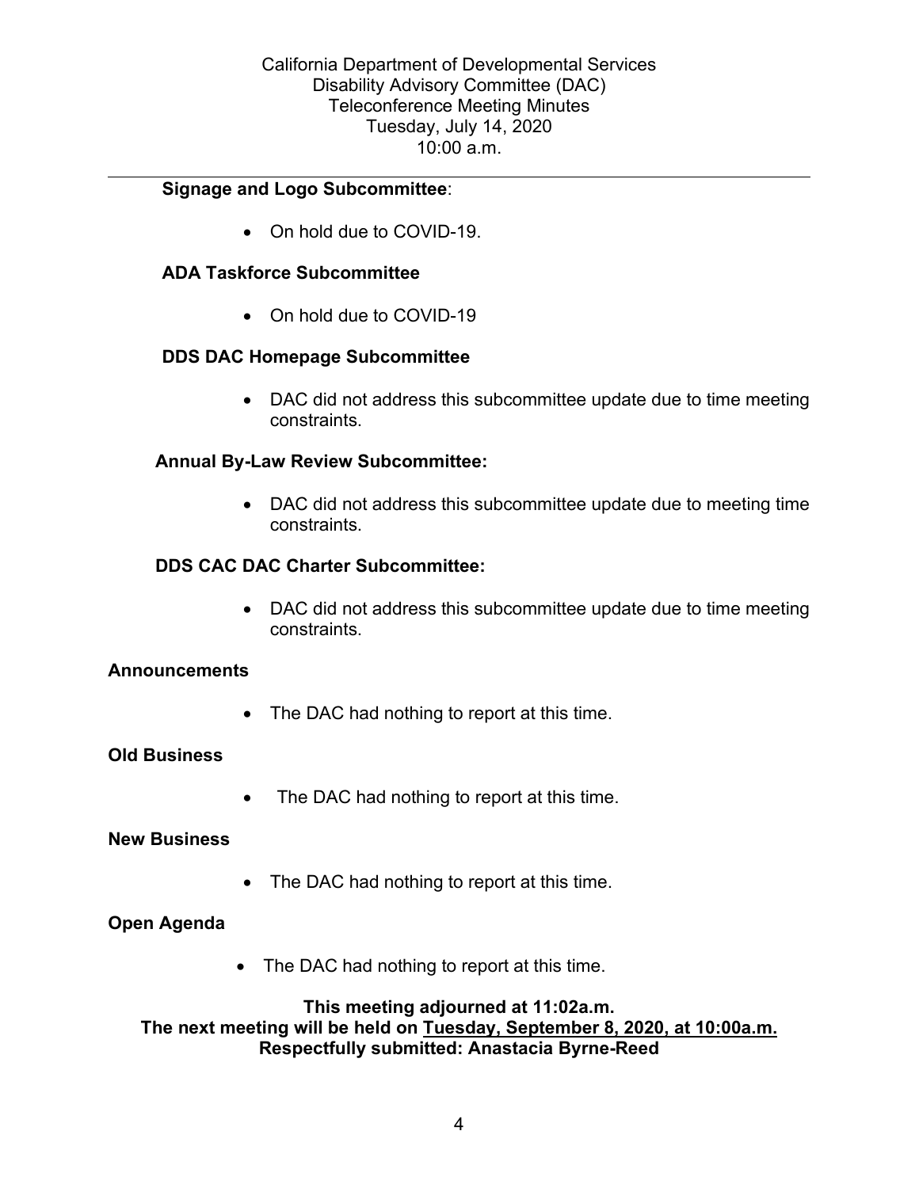**Signage and Logo Subcommittee**:

- On hold due to COVID-19.

**ADA Taskforce Subcommittee**

- On hold due to COVID-19

**DDS DAC Homepage Subcommittee**

- DAC did not address this subcommittee update due to time meeting constraints.

**Annual By-Law Review Subcommittee:**

- DAC did not address this subcommittee update due to meeting time constraints.

**DDS CAC DAC Charter Subcommittee:**

- DAC did not address this subcommittee update due to time meeting constraints.

**Announcements**

- The DAC had nothing to report at this time.

**Old Business**

- The DAC had nothing to report at this time.

**New Business**

- The DAC had nothing to report at this time.

**Open Agenda**

- The DAC had nothing to report at this time.

**This meeting adjourned at 11:02a.m.**
**The next meeting will be held on Tuesday, September 8, 2020, at 10:00a.m.**
**Respectfully submitted: Anastacia Byrne-Reed**